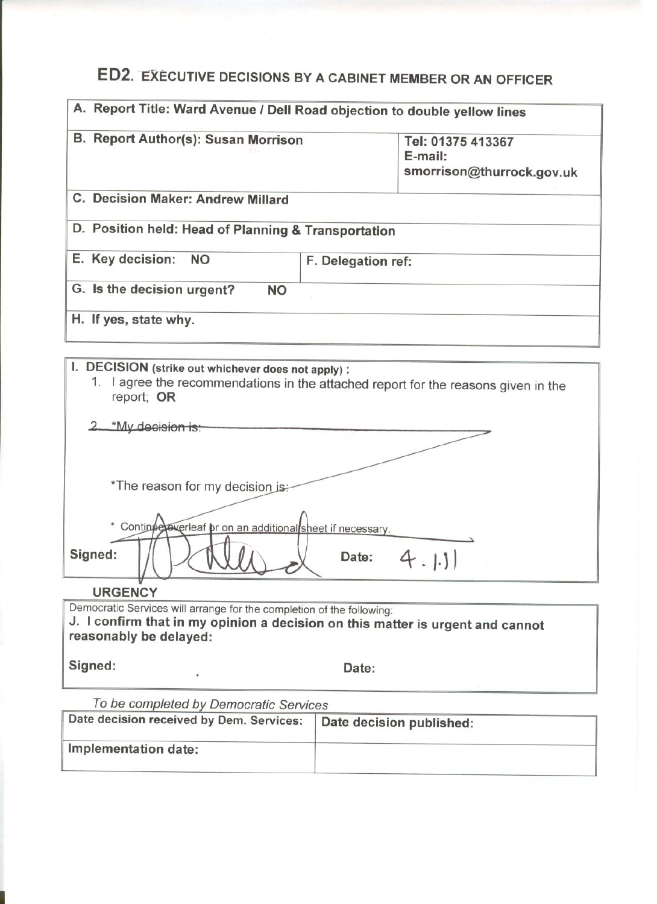# ED2. EXECUTIVE DECISIONS BY A CABINET MEMBER OR AN OFFICER

| A. Report Title: Ward Avenue / Dell Road objection to double yellow lines | |
|---|---|
| B. Report Author(s): Susan Morrison | Tel: 01375 413367<br>E-mail:<br>smorrison@thurrock.gov.uk |
| C. Decision Maker: Andrew Millard | |
| D. Position held: Head of Planning & Transportation | |
| E. Key decision: NO | F. Delegation ref: |
| G. Is the decision urgent? NO | |
| H. If yes, state why. | |

**I. DECISION** (strike out whichever does not apply) :

1. I agree the recommendations in the attached report for the reasons given in the report; **OR**

2. ~~*My decision is:~~

   ~~*The reason for my decision is:~~

   ~~* Continue overleaf or on an additional sheet if necessary.~~

**Signed:** [signature] **Date:** 4.1.11

**URGENCY**

Democratic Services will arrange for the completion of the following:

**J. I confirm that in my opinion a decision on this matter is urgent and cannot reasonably be delayed:**

**Signed:** **Date:**

*To be completed by Democratic Services*

| Date decision received by Dem. Services: | Date decision published: |
|---|---|
| Implementation date: | |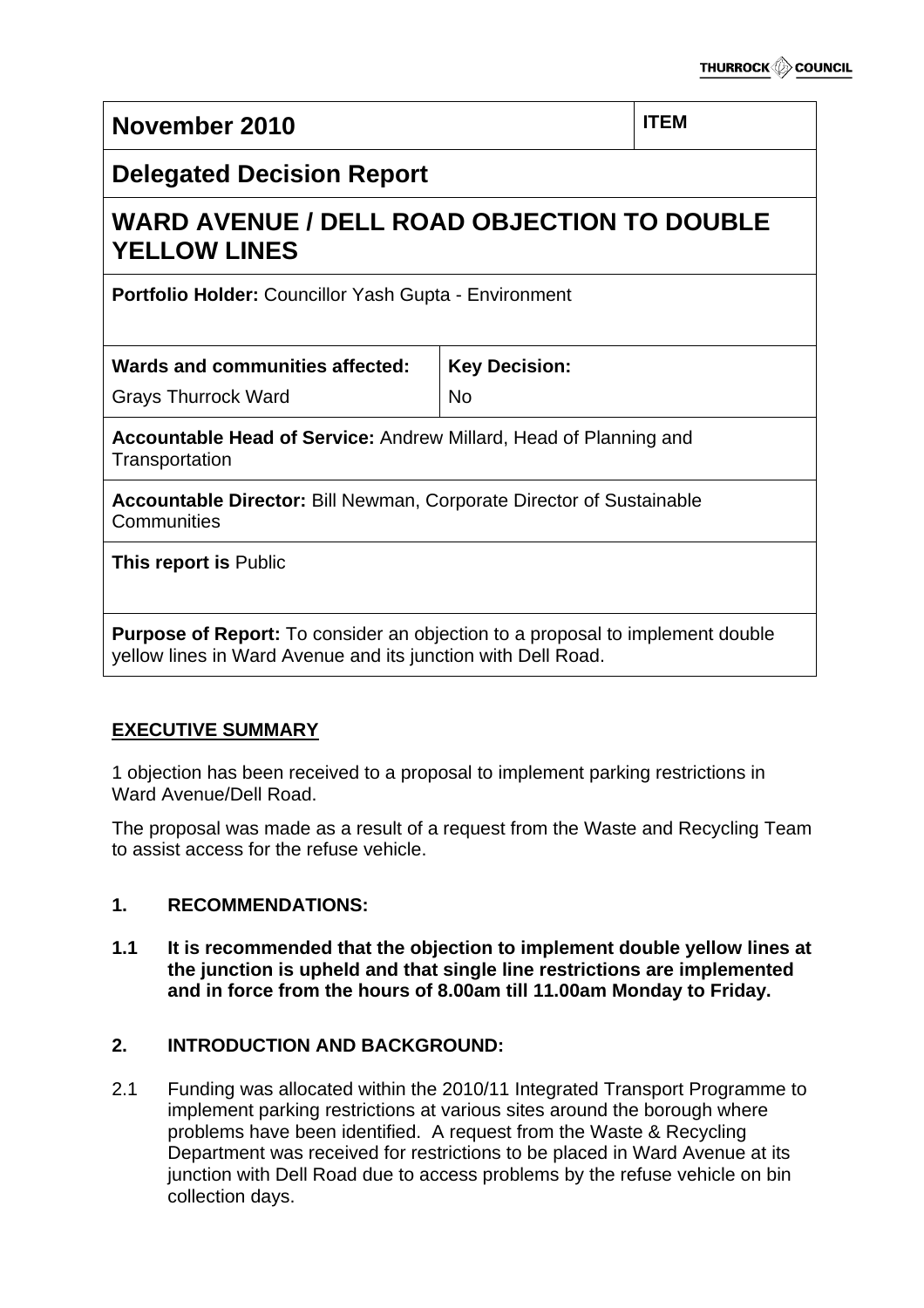| November 2010 | | ITEM |
|---|---|---|
| **Delegated Decision Report** | | |
| **WARD AVENUE / DELL ROAD OBJECTION TO DOUBLE YELLOW LINES** | | |
| **Portfolio Holder:** Councillor Yash Gupta - Environment | | |
| **Wards and communities affected:** Grays Thurrock Ward | **Key Decision:** No | |
| **Accountable Head of Service:** Andrew Millard, Head of Planning and Transportation | | |
| **Accountable Director:** Bill Newman, Corporate Director of Sustainable Communities | | |
| **This report is** Public | | |
| **Purpose of Report:** To consider an objection to a proposal to implement double yellow lines in Ward Avenue and its junction with Dell Road. | | |

## EXECUTIVE SUMMARY

1 objection has been received to a proposal to implement parking restrictions in Ward Avenue/Dell Road.

The proposal was made as a result of a request from the Waste and Recycling Team to assist access for the refuse vehicle.

### 1. RECOMMENDATIONS:

**1.1 It is recommended that the objection to implement double yellow lines at the junction is upheld and that single line restrictions are implemented and in force from the hours of 8.00am till 11.00am Monday to Friday.**

### 2. INTRODUCTION AND BACKGROUND:

2.1 Funding was allocated within the 2010/11 Integrated Transport Programme to implement parking restrictions at various sites around the borough where problems have been identified. A request from the Waste & Recycling Department was received for restrictions to be placed in Ward Avenue at its junction with Dell Road due to access problems by the refuse vehicle on bin collection days.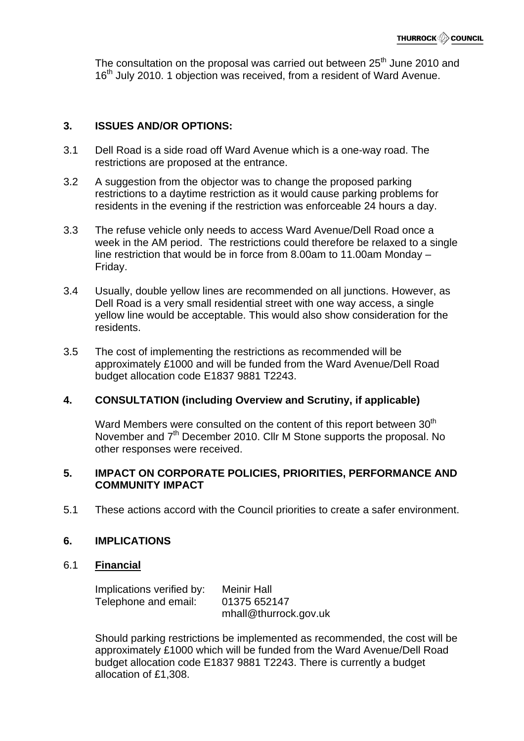The consultation on the proposal was carried out between 25th June 2010 and 16th July 2010. 1 objection was received, from a resident of Ward Avenue.

## 3. ISSUES AND/OR OPTIONS:

3.1 Dell Road is a side road off Ward Avenue which is a one-way road. The restrictions are proposed at the entrance.

3.2 A suggestion from the objector was to change the proposed parking restrictions to a daytime restriction as it would cause parking problems for residents in the evening if the restriction was enforceable 24 hours a day.

3.3 The refuse vehicle only needs to access Ward Avenue/Dell Road once a week in the AM period. The restrictions could therefore be relaxed to a single line restriction that would be in force from 8.00am to 11.00am Monday – Friday.

3.4 Usually, double yellow lines are recommended on all junctions. However, as Dell Road is a very small residential street with one way access, a single yellow line would be acceptable. This would also show consideration for the residents.

3.5 The cost of implementing the restrictions as recommended will be approximately £1000 and will be funded from the Ward Avenue/Dell Road budget allocation code E1837 9881 T2243.

## 4. CONSULTATION (including Overview and Scrutiny, if applicable)

Ward Members were consulted on the content of this report between 30th November and 7th December 2010. Cllr M Stone supports the proposal. No other responses were received.

## 5. IMPACT ON CORPORATE POLICIES, PRIORITIES, PERFORMANCE AND COMMUNITY IMPACT

5.1 These actions accord with the Council priorities to create a safer environment.

## 6. IMPLICATIONS

### 6.1 Financial

Implications verified by: Meinir Hall
Telephone and email: 01375 652147
mhall@thurrock.gov.uk

Should parking restrictions be implemented as recommended, the cost will be approximately £1000 which will be funded from the Ward Avenue/Dell Road budget allocation code E1837 9881 T2243. There is currently a budget allocation of £1,308.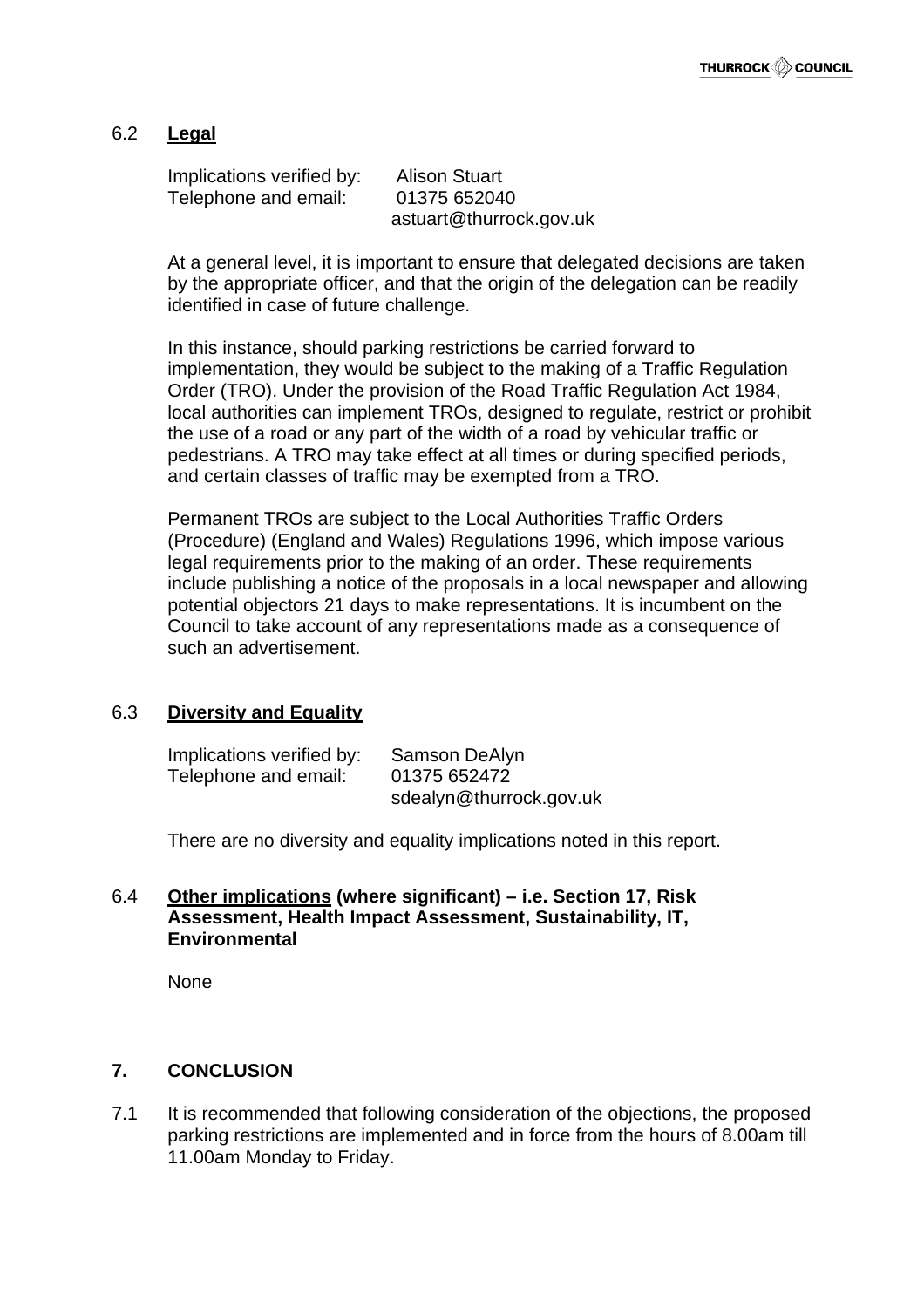### 6.2 **Legal**

Implications verified by: Alison Stuart
Telephone and email: 01375 652040
astuart@thurrock.gov.uk

At a general level, it is important to ensure that delegated decisions are taken by the appropriate officer, and that the origin of the delegation can be readily identified in case of future challenge.

In this instance, should parking restrictions be carried forward to implementation, they would be subject to the making of a Traffic Regulation Order (TRO). Under the provision of the Road Traffic Regulation Act 1984, local authorities can implement TROs, designed to regulate, restrict or prohibit the use of a road or any part of the width of a road by vehicular traffic or pedestrians. A TRO may take effect at all times or during specified periods, and certain classes of traffic may be exempted from a TRO.

Permanent TROs are subject to the Local Authorities Traffic Orders (Procedure) (England and Wales) Regulations 1996, which impose various legal requirements prior to the making of an order. These requirements include publishing a notice of the proposals in a local newspaper and allowing potential objectors 21 days to make representations. It is incumbent on the Council to take account of any representations made as a consequence of such an advertisement.

### 6.3 **Diversity and Equality**

Implications verified by: Samson DeAlyn
Telephone and email: 01375 652472
sdealyn@thurrock.gov.uk

There are no diversity and equality implications noted in this report.

### 6.4 **Other implications (where significant) – i.e. Section 17, Risk Assessment, Health Impact Assessment, Sustainability, IT, Environmental**

None

## 7. CONCLUSION

7.1 It is recommended that following consideration of the objections, the proposed parking restrictions are implemented and in force from the hours of 8.00am till 11.00am Monday to Friday.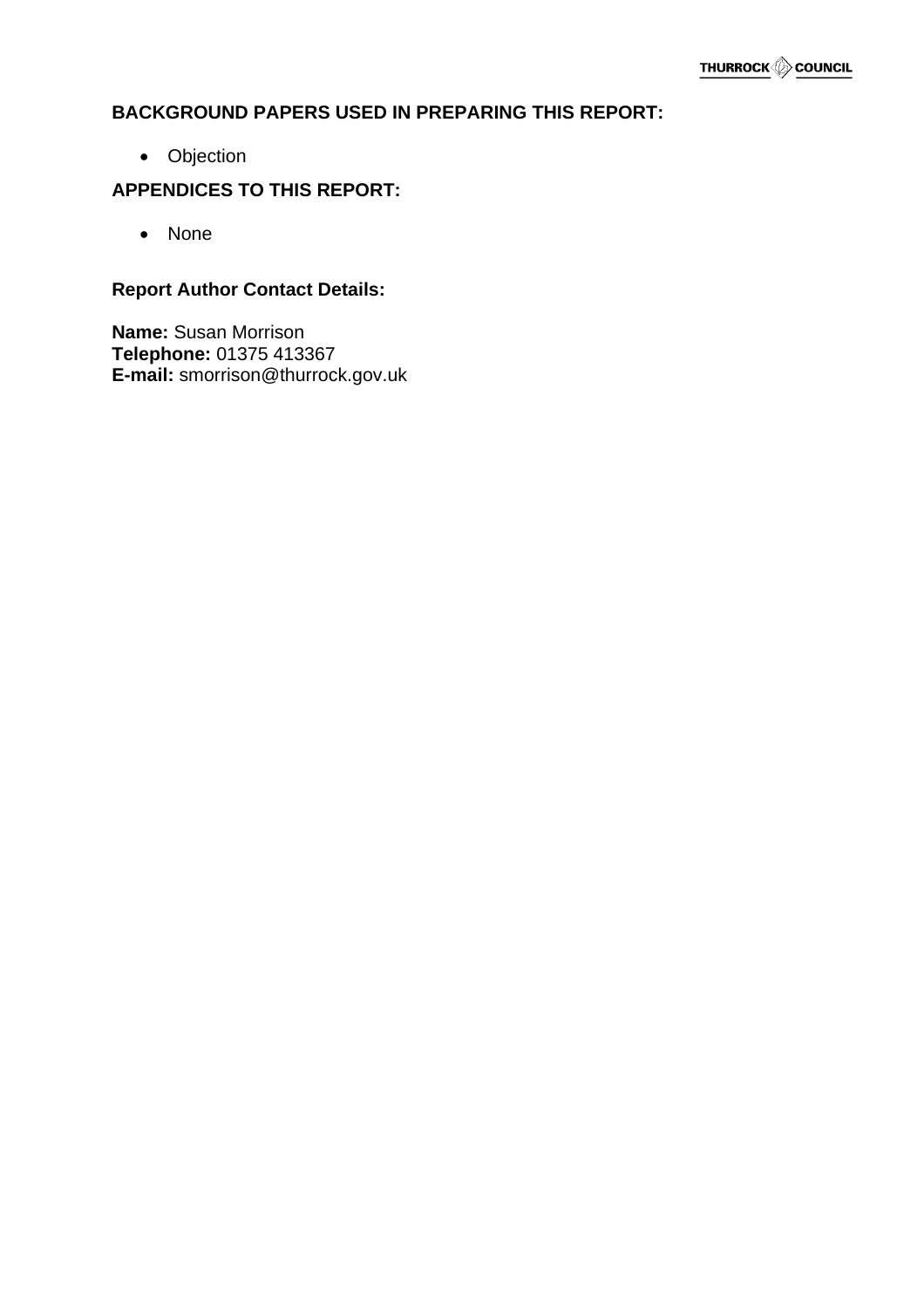## BACKGROUND PAPERS USED IN PREPARING THIS REPORT:

- Objection

## APPENDICES TO THIS REPORT:

- None

### Report Author Contact Details:

**Name:** Susan Morrison
**Telephone:** 01375 413367
**E-mail:** smorrison@thurrock.gov.uk